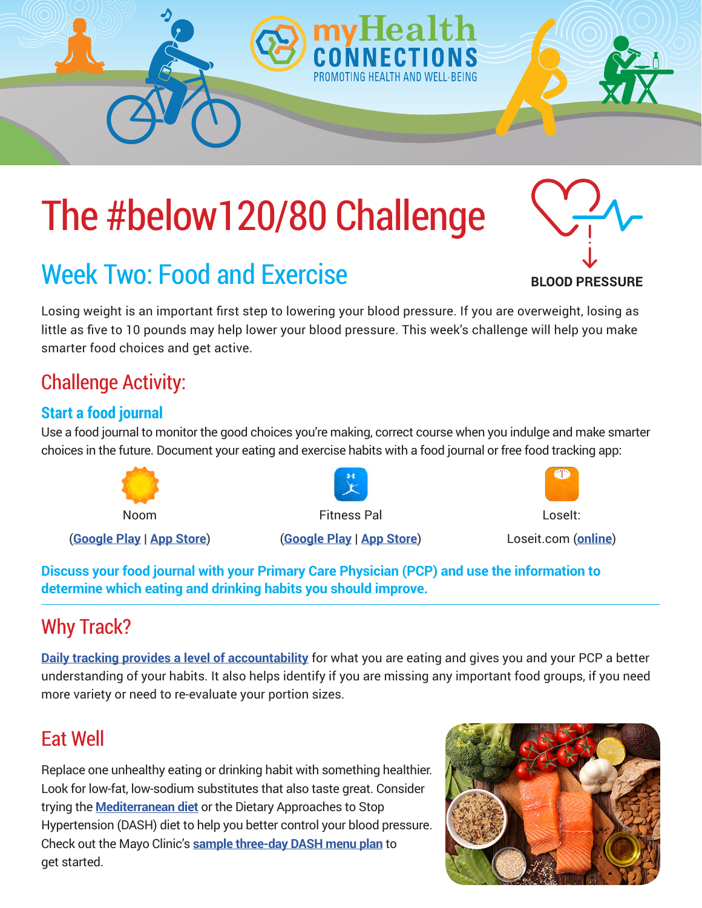myHealth CONNECTIONS
PROMOTING HEALTH AND WELL-BEING

# The #below120/80 Challenge

BLOOD PRESSURE

## Week Two: Food and Exercise

Losing weight is an important first step to lowering your blood pressure. If you are overweight, losing as little as five to 10 pounds may help lower your blood pressure. This week's challenge will help you make smarter food choices and get active.

## Challenge Activity:

### Start a food journal

Use a food journal to monitor the good choices you're making, correct course when you indulge and make smarter choices in the future. Document your eating and exercise habits with a food journal or free food tracking app:

| Noom | Fitness Pal | LoseIt: |
|---|---|---|
| (**Google Play** \| **App Store**) | (**Google Play** \| **App Store**) | Loseit.com (**online**) |

**Discuss your food journal with your Primary Care Physician (PCP) and use the information to determine which eating and drinking habits you should improve.**

## Why Track?

**Daily tracking provides a level of accountability** for what you are eating and gives you and your PCP a better understanding of your habits. It also helps identify if you are missing any important food groups, if you need more variety or need to re-evaluate your portion sizes.

## Eat Well

Replace one unhealthy eating or drinking habit with something healthier. Look for low-fat, low-sodium substitutes that also taste great. Consider trying the **Mediterranean diet** or the Dietary Approaches to Stop Hypertension (DASH) diet to help you better control your blood pressure. Check out the Mayo Clinic's **sample three-day DASH menu plan** to get started.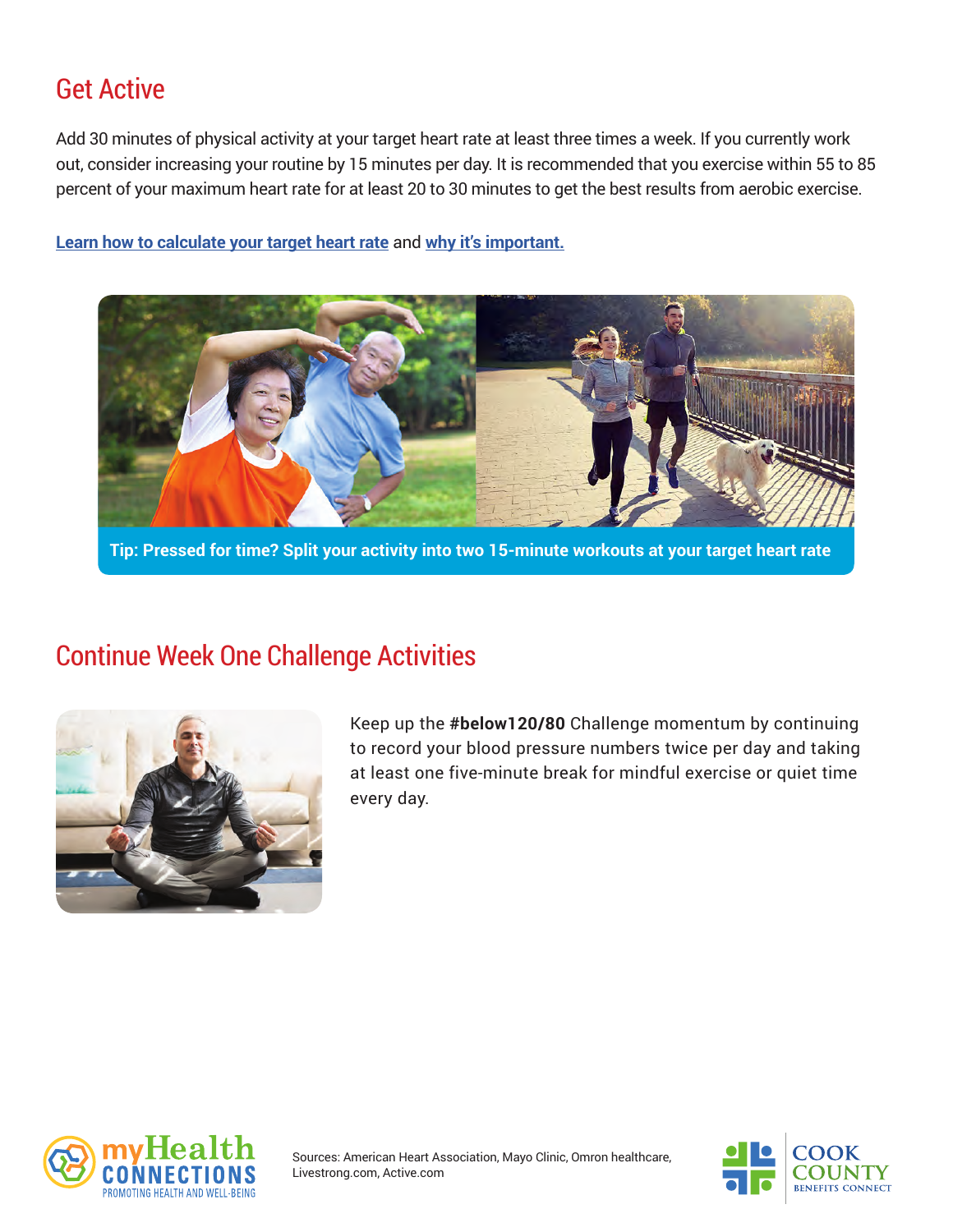## Get Active

Add 30 minutes of physical activity at your target heart rate at least three times a week. If you currently work out, consider increasing your routine by 15 minutes per day. It is recommended that you exercise within 55 to 85 percent of your maximum heart rate for at least 20 to 30 minutes to get the best results from aerobic exercise.

[Learn how to calculate your target heart rate] and [why it's important.]

**Tip: Pressed for time? Split your activity into two 15-minute workouts at your target heart rate**

## Continue Week One Challenge Activities

Keep up the **#below120/80** Challenge momentum by continuing to record your blood pressure numbers twice per day and taking at least one five-minute break for mindful exercise or quiet time every day.

Sources: American Heart Association, Mayo Clinic, Omron healthcare, Livestrong.com, Active.com